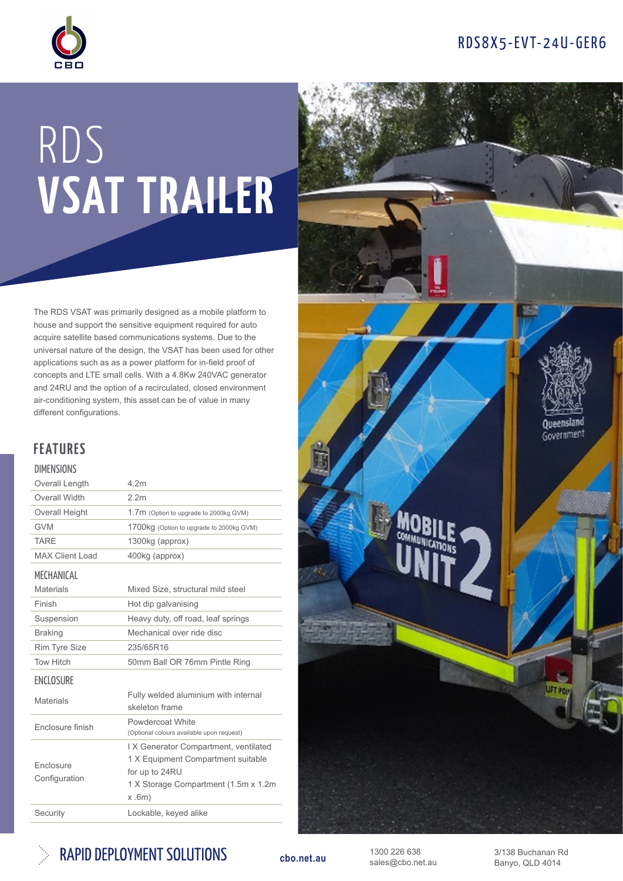RDS8X5-EVT-24U-GER6

# RDS VSAT TRAILER

The RDS VSAT was primarily designed as a mobile platform to house and support the sensitive equipment required for auto acquire satellite based communications systems. Due to the universal nature of the design, the VSAT has been used for other applications such as as a power platform for in-field proof of concepts and LTE small cells. With a 4.8Kw 240VAC generator and 24RU and the option of a recirculated, closed environment air-conditioning system, this asset can be of value in many different configurations.

## FEATURES

### DIMENSIONS

| | |
|---|---|
| Overall Length | 4.2m |
| Overall Width | 2.2m |
| Overall Height | 1.7m (Option to upgrade to 2000kg GVM) |
| GVM | 1700kg (Option to upgrade to 2000kg GVM) |
| TARE | 1300kg (approx) |
| MAX Client Load | 400kg (approx) |

### MECHANICAL

| | |
|---|---|
| Materials | Mixed Size, structural mild steel |
| Finish | Hot dip galvanising |
| Suspension | Heavy duty, off road, leaf springs |
| Braking | Mechanical over ride disc |
| Rim Tyre Size | 235/65R16 |
| Tow Hitch | 50mm Ball OR 76mm Pintle Ring |

### ENCLOSURE

| | |
|---|---|
| Materials | Fully welded aluminium with internal skeleton frame |
| Enclosure finish | Powdercoat White (Optional colours available upon request) |
| Enclosure Configuration | I X Generator Compartment, ventilated<br>1 X Equipment Compartment suitable for up to 24RU<br>1 X Storage Compartment (1.5m x 1.2m x .6m) |
| Security | Lockable, keyed alike |

RAPID DEPLOYMENT SOLUTIONS

cbo.net.au

1300 226 638
sales@cbo.net.au

3/138 Buchanan Rd
Banyo, QLD 4014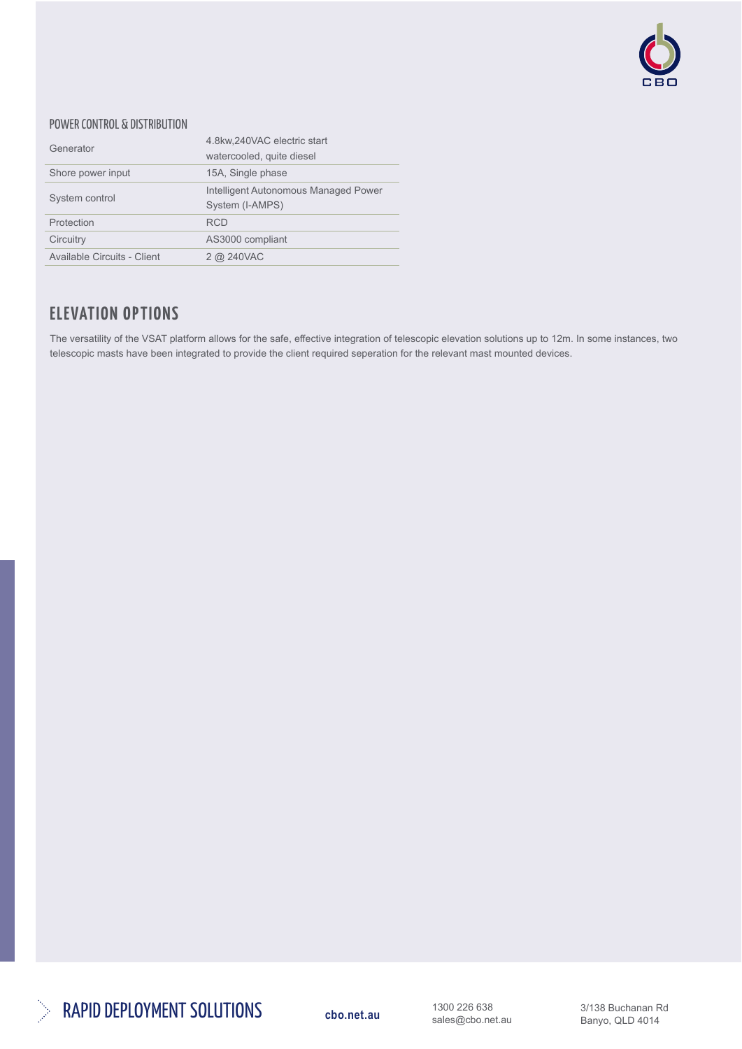## POWER CONTROL & DISTRIBUTION

| | |
|---|---|
| Generator | 4.8kw,240VAC electric start watercooled, quite diesel |
| Shore power input | 15A, Single phase |
| System control | Intelligent Autonomous Managed Power System (I-AMPS) |
| Protection | RCD |
| Circuitry | AS3000 compliant |
| Available Circuits - Client | 2 @ 240VAC |

## ELEVATION OPTIONS

The versatility of the VSAT platform allows for the safe, effective integration of telescopic elevation solutions up to 12m. In some instances, two telescopic masts have been integrated to provide the client required seperation for the relevant mast mounted devices.